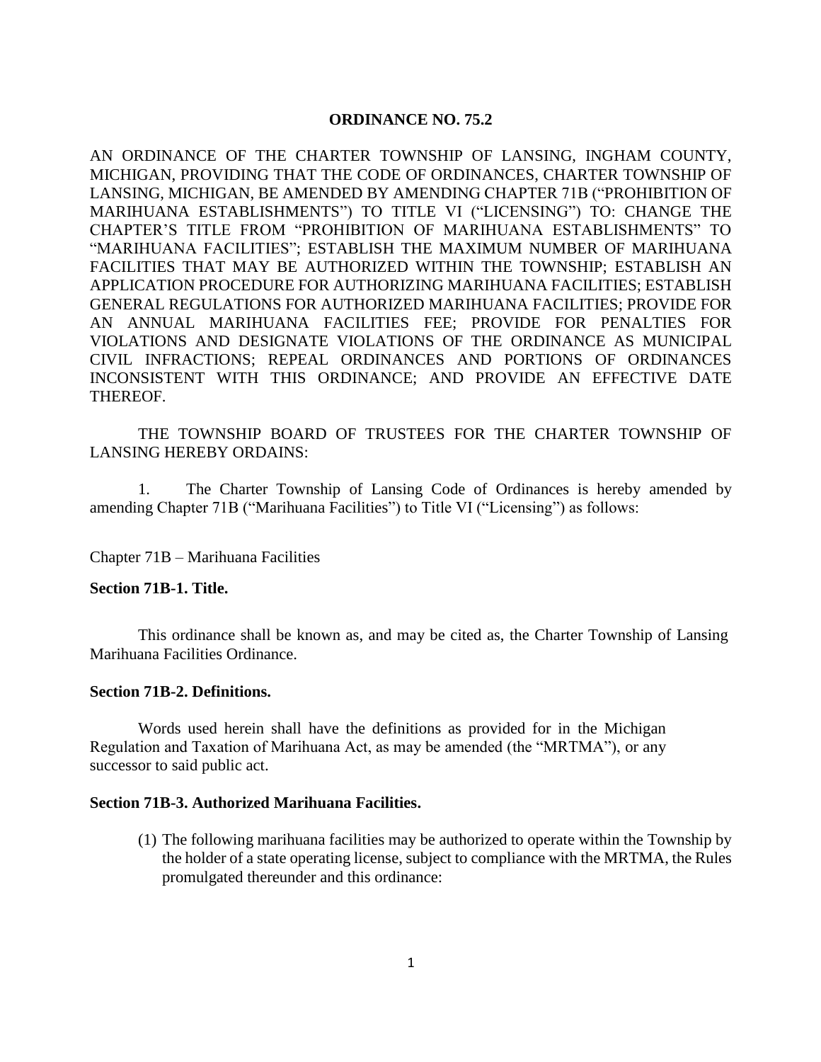**ORDINANCE NO. 75.2**

AN ORDINANCE OF THE CHARTER TOWNSHIP OF LANSING, INGHAM COUNTY, MICHIGAN, PROVIDING THAT THE CODE OF ORDINANCES, CHARTER TOWNSHIP OF LANSING, MICHIGAN, BE AMENDED BY AMENDING CHAPTER 71B ("PROHIBITION OF MARIHUANA ESTABLISHMENTS") TO TITLE VI ("LICENSING") TO: CHANGE THE CHAPTER'S TITLE FROM "PROHIBITION OF MARIHUANA ESTABLISHMENTS" TO "MARIHUANA FACILITIES"; ESTABLISH THE MAXIMUM NUMBER OF MARIHUANA FACILITIES THAT MAY BE AUTHORIZED WITHIN THE TOWNSHIP; ESTABLISH AN APPLICATION PROCEDURE FOR AUTHORIZING MARIHUANA FACILITIES; ESTABLISH GENERAL REGULATIONS FOR AUTHORIZED MARIHUANA FACILITIES; PROVIDE FOR AN ANNUAL MARIHUANA FACILITIES FEE; PROVIDE FOR PENALTIES FOR VIOLATIONS AND DESIGNATE VIOLATIONS OF THE ORDINANCE AS MUNICIPAL CIVIL INFRACTIONS; REPEAL ORDINANCES AND PORTIONS OF ORDINANCES INCONSISTENT WITH THIS ORDINANCE; AND PROVIDE AN EFFECTIVE DATE THEREOF.

THE TOWNSHIP BOARD OF TRUSTEES FOR THE CHARTER TOWNSHIP OF LANSING HEREBY ORDAINS:

1. The Charter Township of Lansing Code of Ordinances is hereby amended by amending Chapter 71B ("Marihuana Facilities") to Title VI ("Licensing") as follows:

Chapter 71B – Marihuana Facilities

**Section 71B-1. Title.**

This ordinance shall be known as, and may be cited as, the Charter Township of Lansing Marihuana Facilities Ordinance.

**Section 71B-2. Definitions.**

Words used herein shall have the definitions as provided for in the Michigan Regulation and Taxation of Marihuana Act, as may be amended (the "MRTMA"), or any successor to said public act.

**Section 71B-3. Authorized Marihuana Facilities.**

(1) The following marihuana facilities may be authorized to operate within the Township by the holder of a state operating license, subject to compliance with the MRTMA, the Rules promulgated thereunder and this ordinance: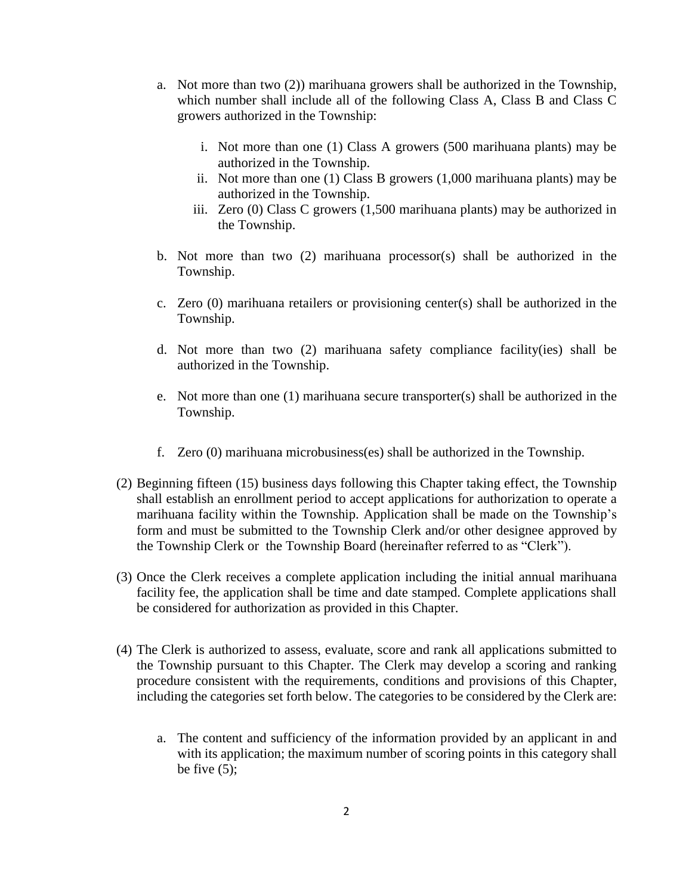a. Not more than two (2)) marihuana growers shall be authorized in the Township, which number shall include all of the following Class A, Class B and Class C growers authorized in the Township:

   i. Not more than one (1) Class A growers (500 marihuana plants) may be authorized in the Township.

   ii. Not more than one (1) Class B growers (1,000 marihuana plants) may be authorized in the Township.

   iii. Zero (0) Class C growers (1,500 marihuana plants) may be authorized in the Township.

b. Not more than two (2) marihuana processor(s) shall be authorized in the Township.

c. Zero (0) marihuana retailers or provisioning center(s) shall be authorized in the Township.

d. Not more than two (2) marihuana safety compliance facility(ies) shall be authorized in the Township.

e. Not more than one (1) marihuana secure transporter(s) shall be authorized in the Township.

f. Zero (0) marihuana microbusiness(es) shall be authorized in the Township.

(2) Beginning fifteen (15) business days following this Chapter taking effect, the Township shall establish an enrollment period to accept applications for authorization to operate a marihuana facility within the Township. Application shall be made on the Township's form and must be submitted to the Township Clerk and/or other designee approved by the Township Clerk or the Township Board (hereinafter referred to as "Clerk").

(3) Once the Clerk receives a complete application including the initial annual marihuana facility fee, the application shall be time and date stamped. Complete applications shall be considered for authorization as provided in this Chapter.

(4) The Clerk is authorized to assess, evaluate, score and rank all applications submitted to the Township pursuant to this Chapter. The Clerk may develop a scoring and ranking procedure consistent with the requirements, conditions and provisions of this Chapter, including the categories set forth below. The categories to be considered by the Clerk are:

a. The content and sufficiency of the information provided by an applicant in and with its application; the maximum number of scoring points in this category shall be five (5);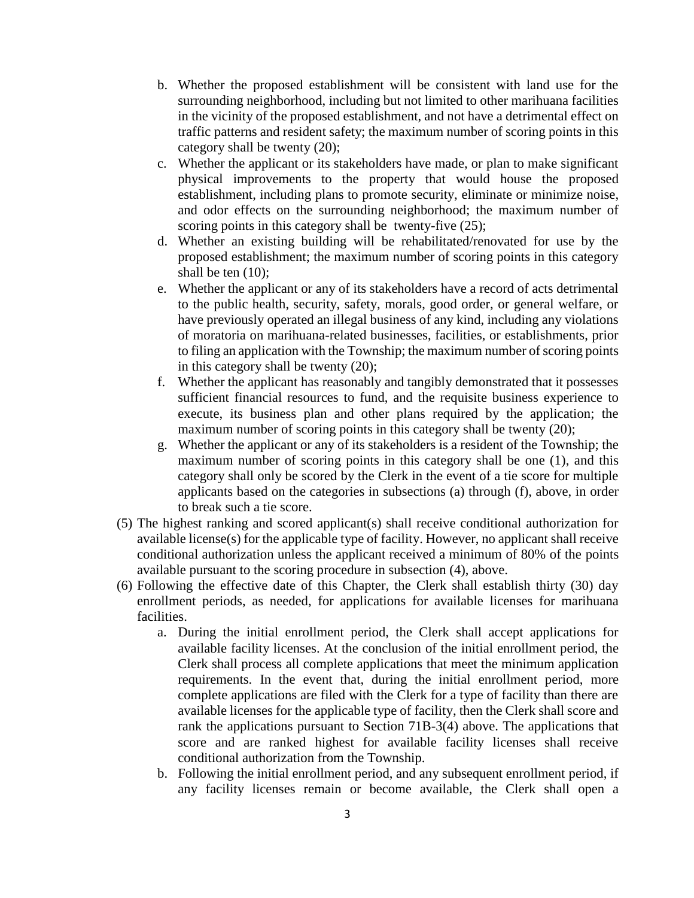b. Whether the proposed establishment will be consistent with land use for the surrounding neighborhood, including but not limited to other marihuana facilities in the vicinity of the proposed establishment, and not have a detrimental effect on traffic patterns and resident safety; the maximum number of scoring points in this category shall be twenty (20);

c. Whether the applicant or its stakeholders have made, or plan to make significant physical improvements to the property that would house the proposed establishment, including plans to promote security, eliminate or minimize noise, and odor effects on the surrounding neighborhood; the maximum number of scoring points in this category shall be twenty-five (25);

d. Whether an existing building will be rehabilitated/renovated for use by the proposed establishment; the maximum number of scoring points in this category shall be ten (10);

e. Whether the applicant or any of its stakeholders have a record of acts detrimental to the public health, security, safety, morals, good order, or general welfare, or have previously operated an illegal business of any kind, including any violations of moratoria on marihuana-related businesses, facilities, or establishments, prior to filing an application with the Township; the maximum number of scoring points in this category shall be twenty (20);

f. Whether the applicant has reasonably and tangibly demonstrated that it possesses sufficient financial resources to fund, and the requisite business experience to execute, its business plan and other plans required by the application; the maximum number of scoring points in this category shall be twenty (20);

g. Whether the applicant or any of its stakeholders is a resident of the Township; the maximum number of scoring points in this category shall be one (1), and this category shall only be scored by the Clerk in the event of a tie score for multiple applicants based on the categories in subsections (a) through (f), above, in order to break such a tie score.

(5) The highest ranking and scored applicant(s) shall receive conditional authorization for available license(s) for the applicable type of facility. However, no applicant shall receive conditional authorization unless the applicant received a minimum of 80% of the points available pursuant to the scoring procedure in subsection (4), above.

(6) Following the effective date of this Chapter, the Clerk shall establish thirty (30) day enrollment periods, as needed, for applications for available licenses for marihuana facilities.

a. During the initial enrollment period, the Clerk shall accept applications for available facility licenses. At the conclusion of the initial enrollment period, the Clerk shall process all complete applications that meet the minimum application requirements. In the event that, during the initial enrollment period, more complete applications are filed with the Clerk for a type of facility than there are available licenses for the applicable type of facility, then the Clerk shall score and rank the applications pursuant to Section 71B-3(4) above. The applications that score and are ranked highest for available facility licenses shall receive conditional authorization from the Township.

b. Following the initial enrollment period, and any subsequent enrollment period, if any facility licenses remain or become available, the Clerk shall open a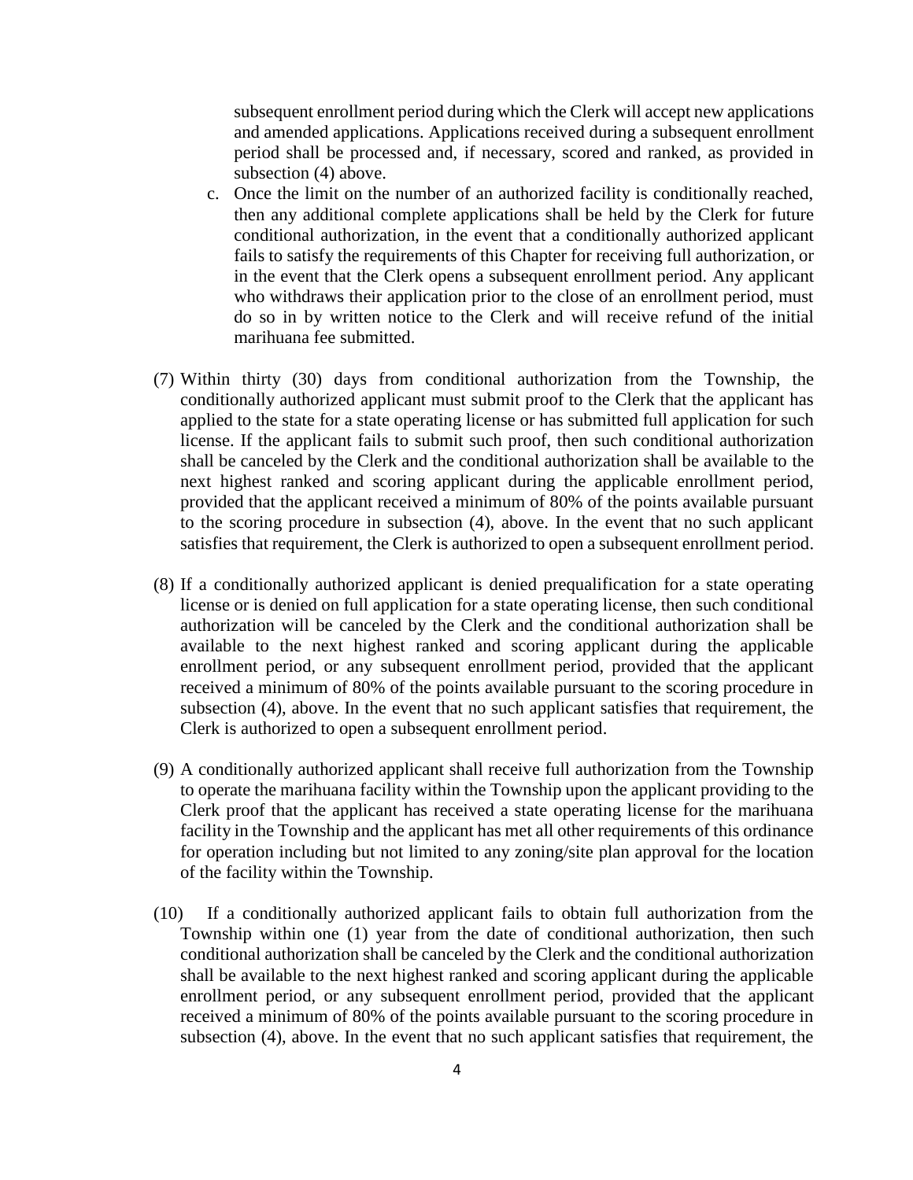subsequent enrollment period during which the Clerk will accept new applications and amended applications. Applications received during a subsequent enrollment period shall be processed and, if necessary, scored and ranked, as provided in subsection (4) above.

c. Once the limit on the number of an authorized facility is conditionally reached, then any additional complete applications shall be held by the Clerk for future conditional authorization, in the event that a conditionally authorized applicant fails to satisfy the requirements of this Chapter for receiving full authorization, or in the event that the Clerk opens a subsequent enrollment period. Any applicant who withdraws their application prior to the close of an enrollment period, must do so in by written notice to the Clerk and will receive refund of the initial marihuana fee submitted.

(7) Within thirty (30) days from conditional authorization from the Township, the conditionally authorized applicant must submit proof to the Clerk that the applicant has applied to the state for a state operating license or has submitted full application for such license. If the applicant fails to submit such proof, then such conditional authorization shall be canceled by the Clerk and the conditional authorization shall be available to the next highest ranked and scoring applicant during the applicable enrollment period, provided that the applicant received a minimum of 80% of the points available pursuant to the scoring procedure in subsection (4), above. In the event that no such applicant satisfies that requirement, the Clerk is authorized to open a subsequent enrollment period.

(8) If a conditionally authorized applicant is denied prequalification for a state operating license or is denied on full application for a state operating license, then such conditional authorization will be canceled by the Clerk and the conditional authorization shall be available to the next highest ranked and scoring applicant during the applicable enrollment period, or any subsequent enrollment period, provided that the applicant received a minimum of 80% of the points available pursuant to the scoring procedure in subsection (4), above. In the event that no such applicant satisfies that requirement, the Clerk is authorized to open a subsequent enrollment period.

(9) A conditionally authorized applicant shall receive full authorization from the Township to operate the marihuana facility within the Township upon the applicant providing to the Clerk proof that the applicant has received a state operating license for the marihuana facility in the Township and the applicant has met all other requirements of this ordinance for operation including but not limited to any zoning/site plan approval for the location of the facility within the Township.

(10) If a conditionally authorized applicant fails to obtain full authorization from the Township within one (1) year from the date of conditional authorization, then such conditional authorization shall be canceled by the Clerk and the conditional authorization shall be available to the next highest ranked and scoring applicant during the applicable enrollment period, or any subsequent enrollment period, provided that the applicant received a minimum of 80% of the points available pursuant to the scoring procedure in subsection (4), above. In the event that no such applicant satisfies that requirement, the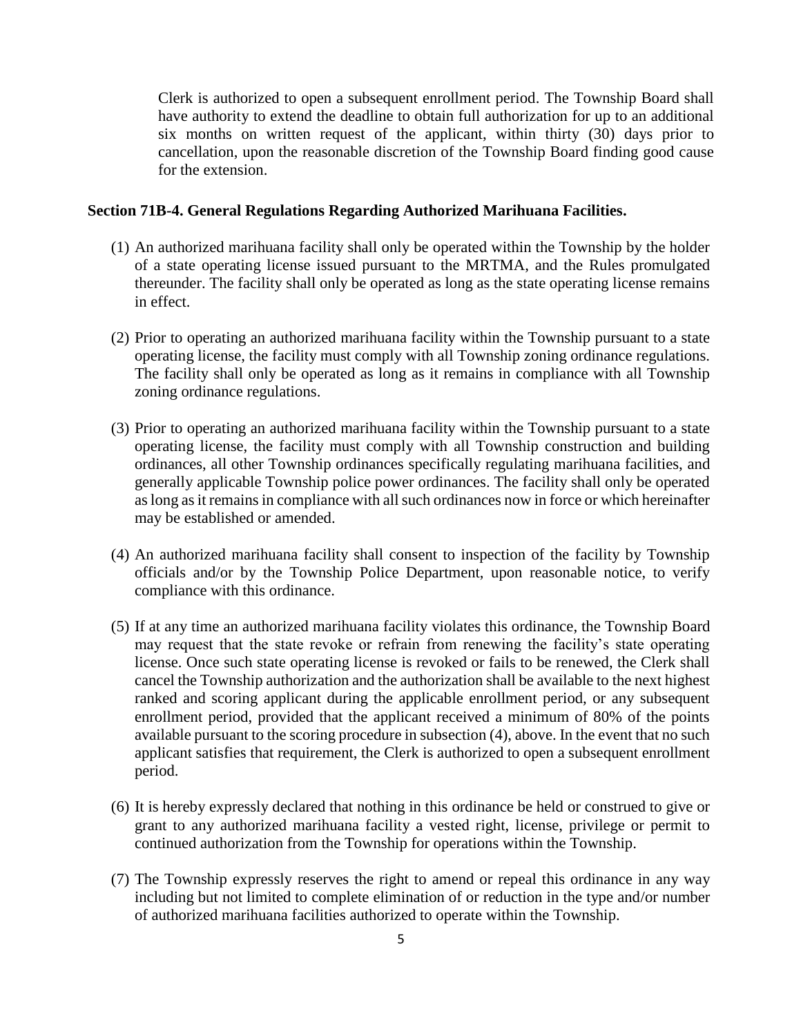Clerk is authorized to open a subsequent enrollment period. The Township Board shall have authority to extend the deadline to obtain full authorization for up to an additional six months on written request of the applicant, within thirty (30) days prior to cancellation, upon the reasonable discretion of the Township Board finding good cause for the extension.

**Section 71B-4. General Regulations Regarding Authorized Marihuana Facilities.**

(1) An authorized marihuana facility shall only be operated within the Township by the holder of a state operating license issued pursuant to the MRTMA, and the Rules promulgated thereunder. The facility shall only be operated as long as the state operating license remains in effect.

(2) Prior to operating an authorized marihuana facility within the Township pursuant to a state operating license, the facility must comply with all Township zoning ordinance regulations. The facility shall only be operated as long as it remains in compliance with all Township zoning ordinance regulations.

(3) Prior to operating an authorized marihuana facility within the Township pursuant to a state operating license, the facility must comply with all Township construction and building ordinances, all other Township ordinances specifically regulating marihuana facilities, and generally applicable Township police power ordinances. The facility shall only be operated as long as it remains in compliance with all such ordinances now in force or which hereinafter may be established or amended.

(4) An authorized marihuana facility shall consent to inspection of the facility by Township officials and/or by the Township Police Department, upon reasonable notice, to verify compliance with this ordinance.

(5) If at any time an authorized marihuana facility violates this ordinance, the Township Board may request that the state revoke or refrain from renewing the facility's state operating license. Once such state operating license is revoked or fails to be renewed, the Clerk shall cancel the Township authorization and the authorization shall be available to the next highest ranked and scoring applicant during the applicable enrollment period, or any subsequent enrollment period, provided that the applicant received a minimum of 80% of the points available pursuant to the scoring procedure in subsection (4), above. In the event that no such applicant satisfies that requirement, the Clerk is authorized to open a subsequent enrollment period.

(6) It is hereby expressly declared that nothing in this ordinance be held or construed to give or grant to any authorized marihuana facility a vested right, license, privilege or permit to continued authorization from the Township for operations within the Township.

(7) The Township expressly reserves the right to amend or repeal this ordinance in any way including but not limited to complete elimination of or reduction in the type and/or number of authorized marihuana facilities authorized to operate within the Township.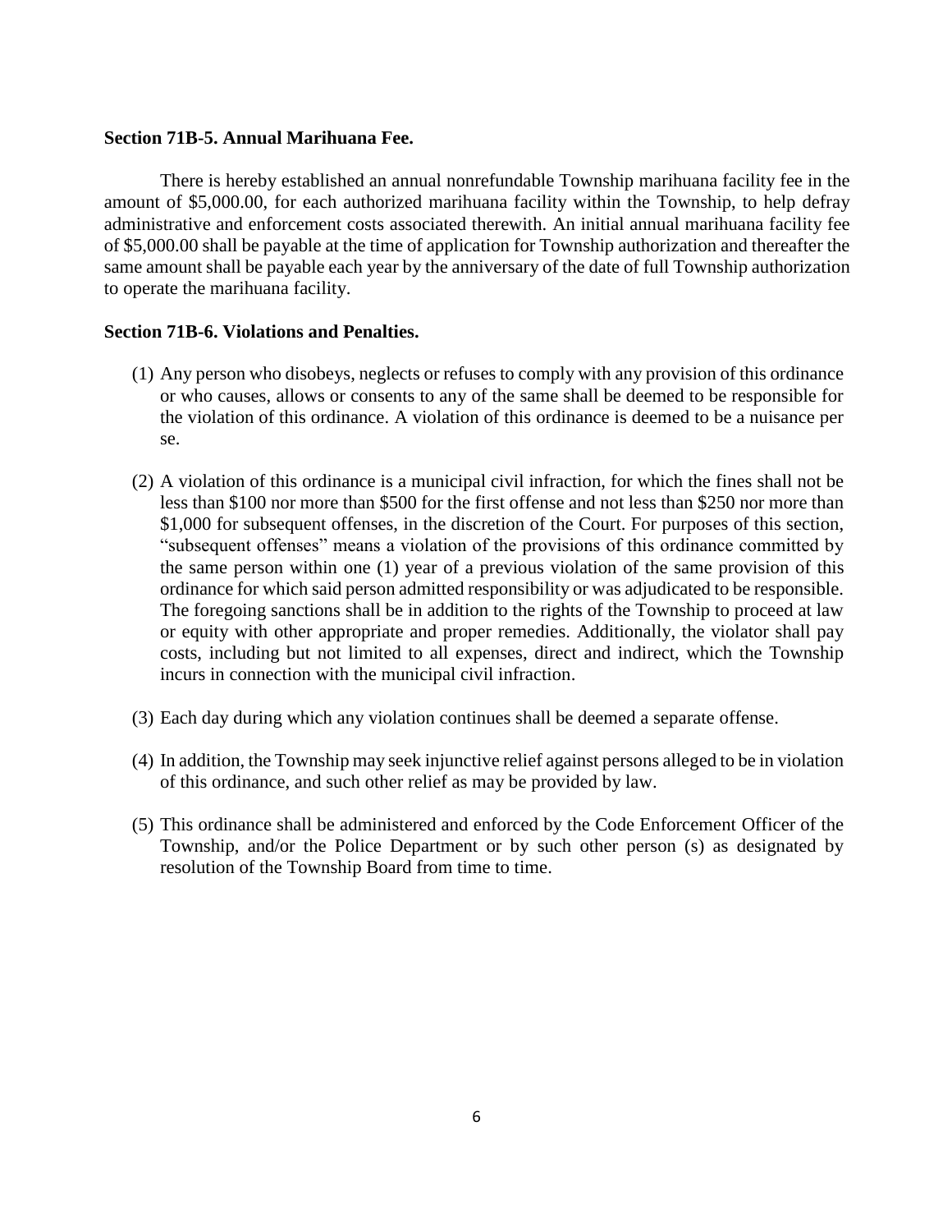**Section 71B-5. Annual Marihuana Fee.**

There is hereby established an annual nonrefundable Township marihuana facility fee in the amount of $5,000.00, for each authorized marihuana facility within the Township, to help defray administrative and enforcement costs associated therewith. An initial annual marihuana facility fee of $5,000.00 shall be payable at the time of application for Township authorization and thereafter the same amount shall be payable each year by the anniversary of the date of full Township authorization to operate the marihuana facility.

**Section 71B-6. Violations and Penalties.**

(1) Any person who disobeys, neglects or refuses to comply with any provision of this ordinance or who causes, allows or consents to any of the same shall be deemed to be responsible for the violation of this ordinance. A violation of this ordinance is deemed to be a nuisance per se.

(2) A violation of this ordinance is a municipal civil infraction, for which the fines shall not be less than $100 nor more than $500 for the first offense and not less than $250 nor more than $1,000 for subsequent offenses, in the discretion of the Court. For purposes of this section, "subsequent offenses" means a violation of the provisions of this ordinance committed by the same person within one (1) year of a previous violation of the same provision of this ordinance for which said person admitted responsibility or was adjudicated to be responsible. The foregoing sanctions shall be in addition to the rights of the Township to proceed at law or equity with other appropriate and proper remedies. Additionally, the violator shall pay costs, including but not limited to all expenses, direct and indirect, which the Township incurs in connection with the municipal civil infraction.

(3) Each day during which any violation continues shall be deemed a separate offense.

(4) In addition, the Township may seek injunctive relief against persons alleged to be in violation of this ordinance, and such other relief as may be provided by law.

(5) This ordinance shall be administered and enforced by the Code Enforcement Officer of the Township, and/or the Police Department or by such other person (s) as designated by resolution of the Township Board from time to time.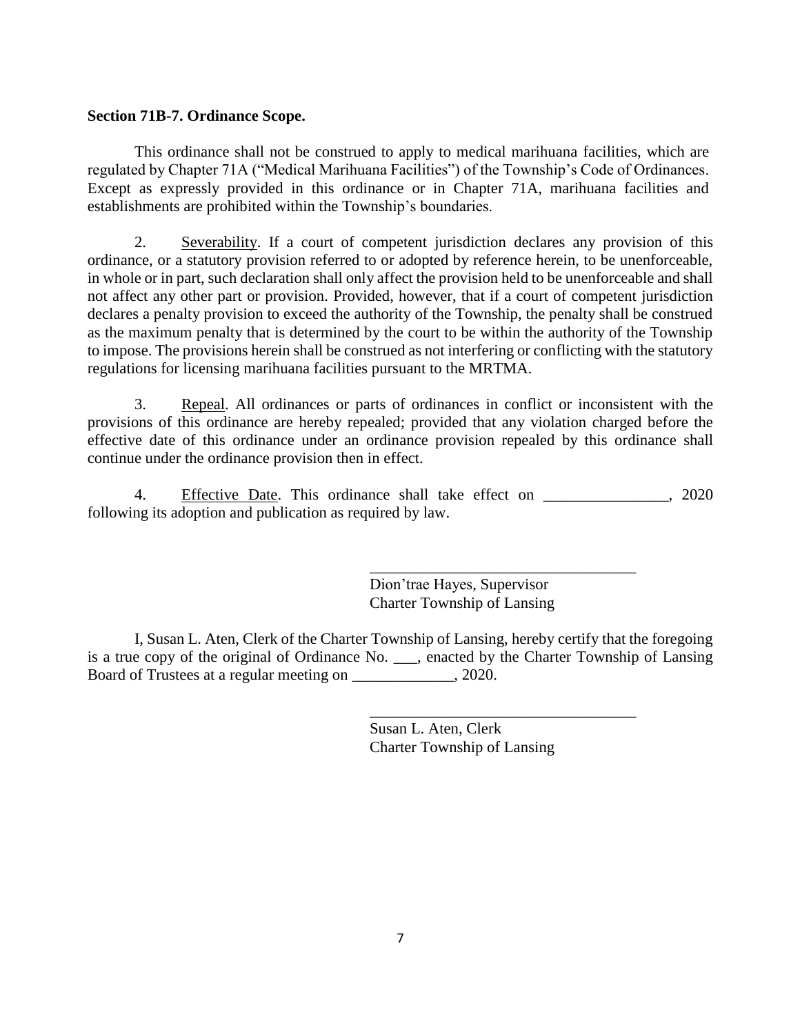**Section 71B-7. Ordinance Scope.**

This ordinance shall not be construed to apply to medical marihuana facilities, which are regulated by Chapter 71A ("Medical Marihuana Facilities") of the Township's Code of Ordinances. Except as expressly provided in this ordinance or in Chapter 71A, marihuana facilities and establishments are prohibited within the Township's boundaries.

2. Severability. If a court of competent jurisdiction declares any provision of this ordinance, or a statutory provision referred to or adopted by reference herein, to be unenforceable, in whole or in part, such declaration shall only affect the provision held to be unenforceable and shall not affect any other part or provision. Provided, however, that if a court of competent jurisdiction declares a penalty provision to exceed the authority of the Township, the penalty shall be construed as the maximum penalty that is determined by the court to be within the authority of the Township to impose. The provisions herein shall be construed as not interfering or conflicting with the statutory regulations for licensing marihuana facilities pursuant to the MRTMA.

3. Repeal. All ordinances or parts of ordinances in conflict or inconsistent with the provisions of this ordinance are hereby repealed; provided that any violation charged before the effective date of this ordinance under an ordinance provision repealed by this ordinance shall continue under the ordinance provision then in effect.

4. Effective Date. This ordinance shall take effect on ________________, 2020 following its adoption and publication as required by law.

__________________________________
Dion'trae Hayes, Supervisor
Charter Township of Lansing

I, Susan L. Aten, Clerk of the Charter Township of Lansing, hereby certify that the foregoing is a true copy of the original of Ordinance No. ___, enacted by the Charter Township of Lansing Board of Trustees at a regular meeting on _____________, 2020.

__________________________________
Susan L. Aten, Clerk
Charter Township of Lansing